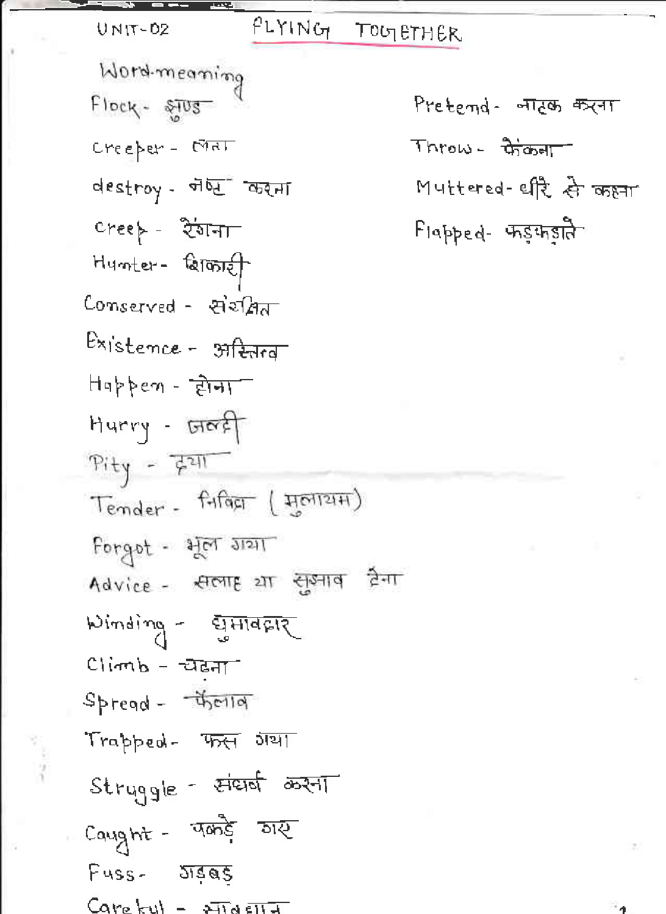UNIT-02

# FLYING TOGETHER

## Word-meaning

- Flock - झुण्ड
- Creeper - लता
- destroy - नष्ट करना
- Creep - रेंगना
- Hunter - शिकारी
- Conserved - संरक्षित
- Existence - अस्तित्व
- Happen - होना
- Hurry - जल्दी
- Pity - दया
- Tender - निविदा (मुलायम)
- Forgot - भूल गया
- Advice - सलाह या सुझाव देना
- Winding - घुमावदार
- Climb - चढ़ना
- Spread - फैलाव
- Trapped - फस गया
- Struggle - संघर्ष करना
- Caught - पकड़े गए
- Fuss - गड़बड़
- Careful - सावधान
- Pretend - नाटक करना
- Throw - फेंकना
- Muttered - धीरे से कहना
- Flapped - फड़फड़ाते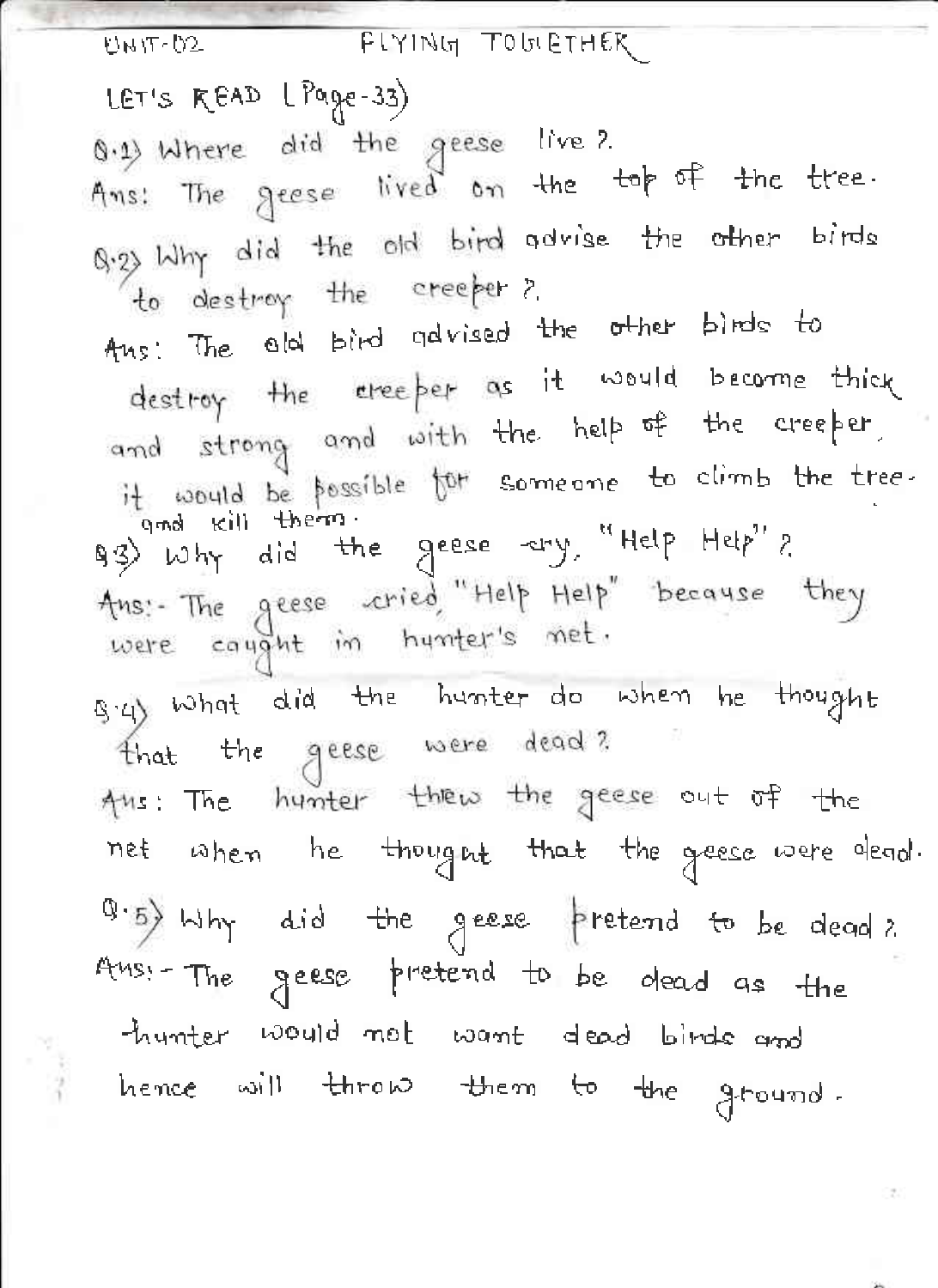UNIT-02 FLYING TOGETHER

LET'S READ (Page-33)

Q.1) Where did the geese live ?

Ans: The geese lived on the top of the tree.

Q.2) Why did the old bird advise the other birds to destroy the creeper ?

Ans: The old bird advised the other birds to destroy the creeper as it would become thick and strong and with the help of the creeper, it would be possible for someone to climb the tree and kill them.

Q.3) Why did the geese cry, "Help Help" ?

Ans:- The geese cried "Help Help" because they were caught in hunter's net.

Q.4) What did the hunter do when he thought that the geese were dead ?

Ans: The hunter threw the geese out of the net when he thought that the geese were dead.

Q.5) Why did the geese pretend to be dead ?

Ans:- The geese pretend to be dead as the hunter would not want dead birds and hence will throw them to the ground.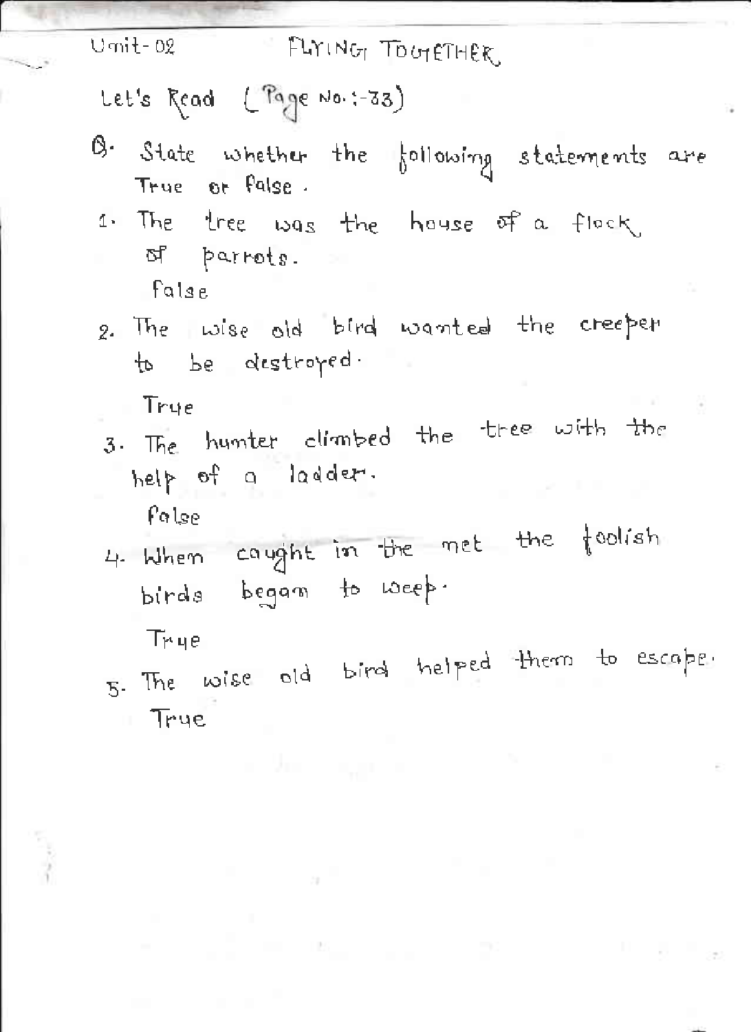Unit-02 FLYING TOGETHER

Let's Read (Page No.:-33)

Q. State whether the following statements are True or False.

1. The tree was the house of a flock of parrots.

   False

2. The wise old bird wanted the creeper to be destroyed.

   True

3. The hunter climbed the tree with the help of a ladder.

   False

4. When caught in the net the foolish birds began to weep.

   True

5. The wise old bird helped them to escape.

   True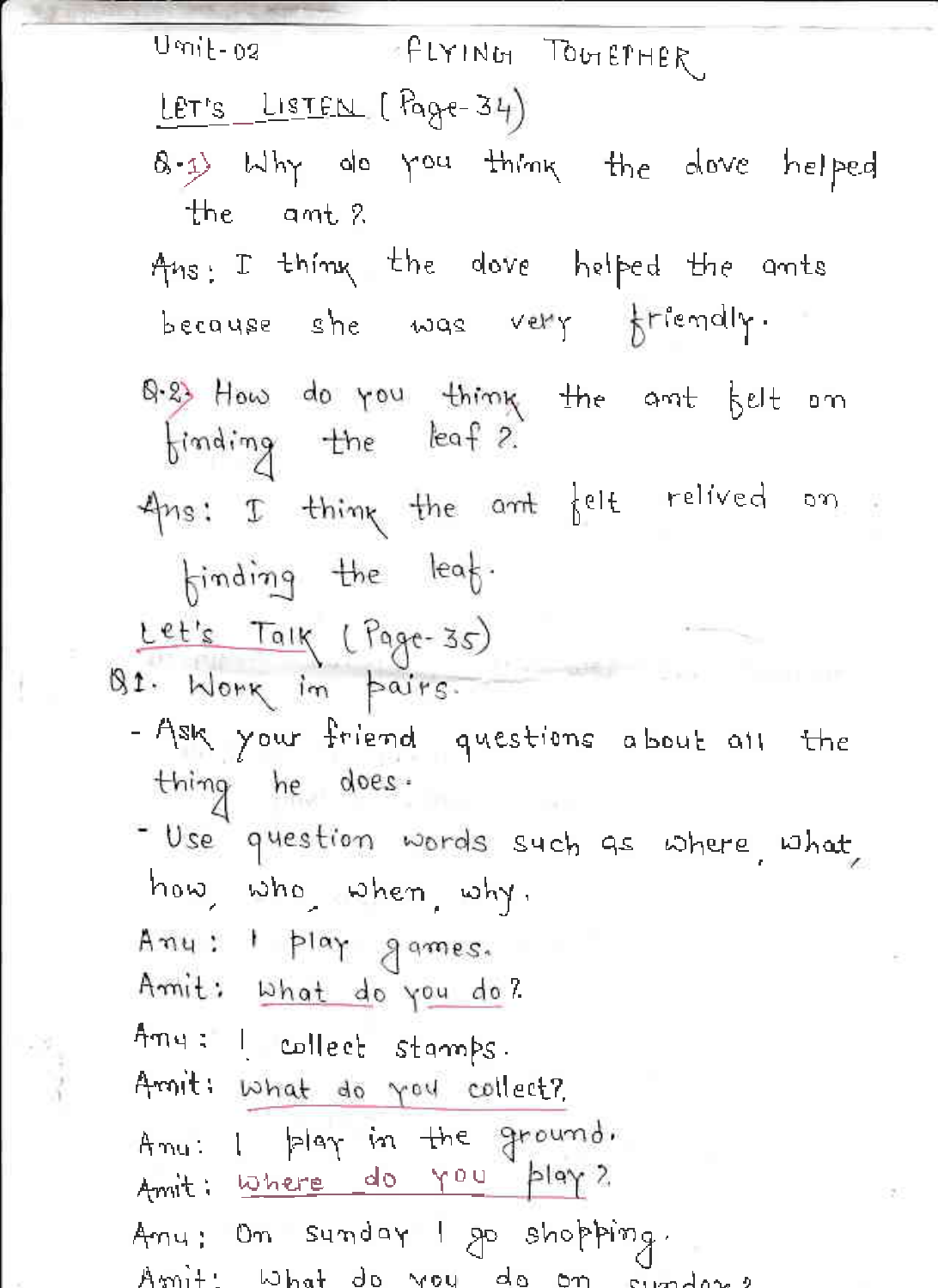Unit-02 FLYING TOGETHER

LET'S LISTEN (Page-34)

Q.1) Why do you think the dove helped the ant?

Ans: I think the dove helped the ants because she was very friendly.

Q.2) How do you think the ant felt on finding the leaf?

Ans: I think the ant felt relived on finding the leaf.

Let's Talk (Page-35)

Q1. Work in pairs.

- Ask your friend questions about all the thing he does.
- Use question words such as where, what, how, who, when, why.

Anu: I play games.

Amit: What do you do?

Anu: I collect stamps.

Amit: What do you collect?

Anu: I play in the ground.

Amit: Where do you play?

Anu: On sunday I go shopping.

Amit: What do you do on sunday?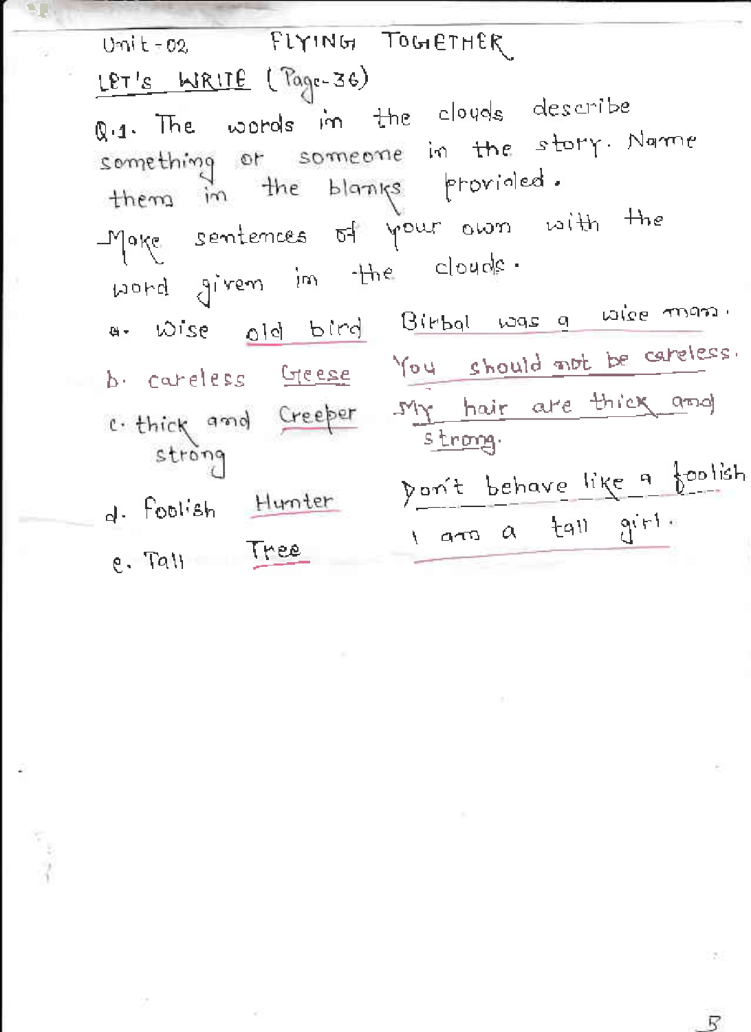Unit - 02 FLYING TOGETHER

**LET'S WRITE** (Page-36)

Q.1. The words in the clouds describe something or someone in the story. Name them in the blanks provided.

Make sentences of your own with the word given in the clouds.

| | | | |
|---|---|---|---|
| a. | wise | old bird | Birbal was a wise man. |
| b. | careless | Geese | You should not be careless. |
| c. | thick and strong | Creeper | My hair are thick and strong. |
| d. | Foolish | Hunter | Don't behave like a foolish |
| e. | Tall | Tree | I am a tall girl. |